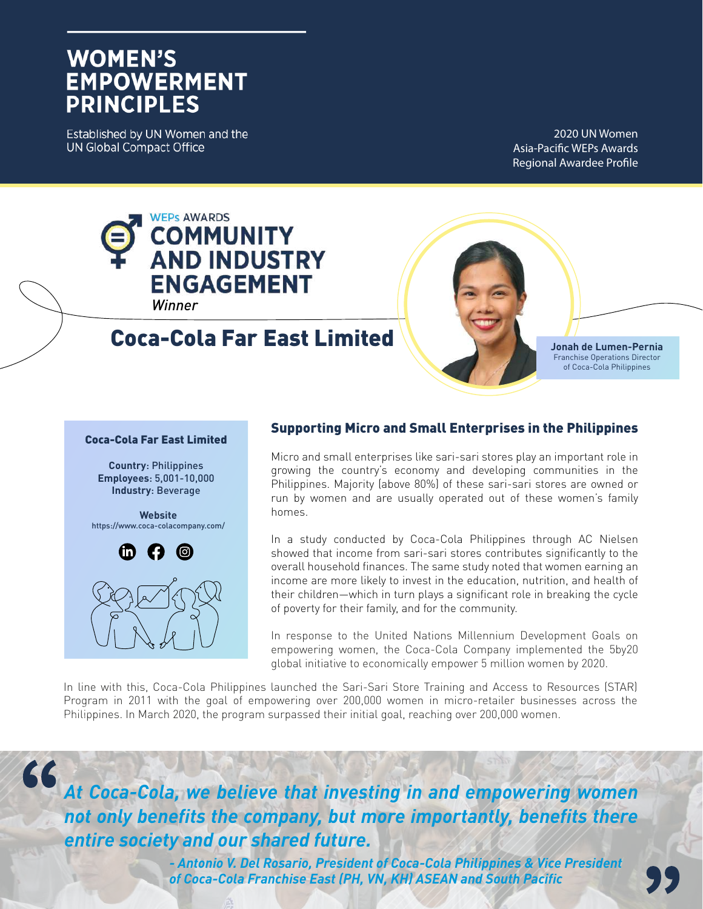# WOMEN'S EMPOWERMENT PRINCIPLES

Established by UN Women and the UN Global Compact Office

2020 UN Women Asia-Pacific WEPs Awards Regional Awardee Profile

WEPs AWARDS

## COMMUNITY AND INDUSTRY ENGAGEMENT

*Winner*

# Coca-Cola Far East Limited

**Jonah de Lumen-Pernia**
Franchise Operations Director of Coca-Cola Philippines

**Coca-Cola Far East Limited**

**Country**: Philippines
**Employees**: 5,001-10,000
**Industry**: Beverage

**Website**
https://www.coca-colacompany.com/

## Supporting Micro and Small Enterprises in the Philippines

Micro and small enterprises like sari-sari stores play an important role in growing the country's economy and developing communities in the Philippines. Majority (above 80%) of these sari-sari stores are owned or run by women and are usually operated out of these women's family homes.

In a study conducted by Coca-Cola Philippines through AC Nielsen showed that income from sari-sari stores contributes significantly to the overall household finances. The same study noted that women earning an income are more likely to invest in the education, nutrition, and health of their children—which in turn plays a significant role in breaking the cycle of poverty for their family, and for the community.

In response to the United Nations Millennium Development Goals on empowering women, the Coca-Cola Company implemented the 5by20 global initiative to economically empower 5 million women by 2020.

In line with this, Coca-Cola Philippines launched the Sari-Sari Store Training and Access to Resources (STAR) Program in 2011 with the goal of empowering over 200,000 women in micro-retailer businesses across the Philippines. In March 2020, the program surpassed their initial goal, reaching over 200,000 women.

> ***"At Coca-Cola, we believe that investing in and empowering women not only benefits the company, but more importantly, benefits there entire society and our shared future."***
>
> ***- Antonio V. Del Rosario, President of Coca-Cola Philippines & Vice President of Coca-Cola Franchise East (PH, VN, KH) ASEAN and South Pacific***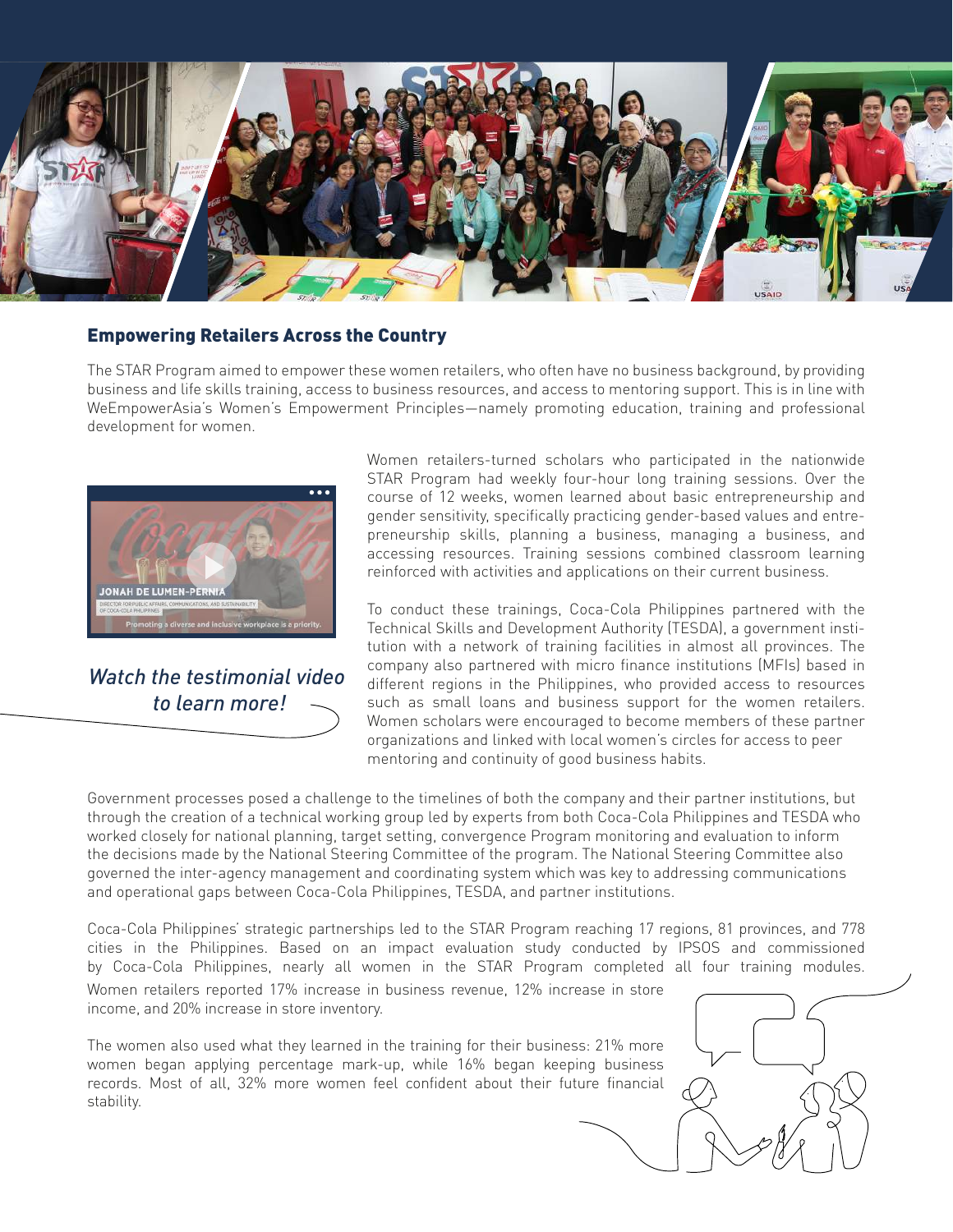## Empowering Retailers Across the Country

The STAR Program aimed to empower these women retailers, who often have no business background, by providing business and life skills training, access to business resources, and access to mentoring support. This is in line with WeEmpowerAsia's Women's Empowerment Principles—namely promoting education, training and professional development for women.

*Watch the testimonial video to learn more!*

Women retailers-turned scholars who participated in the nationwide STAR Program had weekly four-hour long training sessions. Over the course of 12 weeks, women learned about basic entrepreneurship and gender sensitivity, specifically practicing gender-based values and entrepreneurship skills, planning a business, managing a business, and accessing resources. Training sessions combined classroom learning reinforced with activities and applications on their current business.

To conduct these trainings, Coca-Cola Philippines partnered with the Technical Skills and Development Authority (TESDA), a government institution with a network of training facilities in almost all provinces. The company also partnered with micro finance institutions (MFIs) based in different regions in the Philippines, who provided access to resources such as small loans and business support for the women retailers. Women scholars were encouraged to become members of these partner organizations and linked with local women's circles for access to peer mentoring and continuity of good business habits.

Government processes posed a challenge to the timelines of both the company and their partner institutions, but through the creation of a technical working group led by experts from both Coca-Cola Philippines and TESDA who worked closely for national planning, target setting, convergence Program monitoring and evaluation to inform the decisions made by the National Steering Committee of the program. The National Steering Committee also governed the inter-agency management and coordinating system which was key to addressing communications and operational gaps between Coca-Cola Philippines, TESDA, and partner institutions.

Coca-Cola Philippines' strategic partnerships led to the STAR Program reaching 17 regions, 81 provinces, and 778 cities in the Philippines. Based on an impact evaluation study conducted by IPSOS and commissioned by Coca-Cola Philippines, nearly all women in the STAR Program completed all four training modules. Women retailers reported 17% increase in business revenue, 12% increase in store income, and 20% increase in store inventory.

The women also used what they learned in the training for their business: 21% more women began applying percentage mark-up, while 16% began keeping business records. Most of all, 32% more women feel confident about their future financial stability.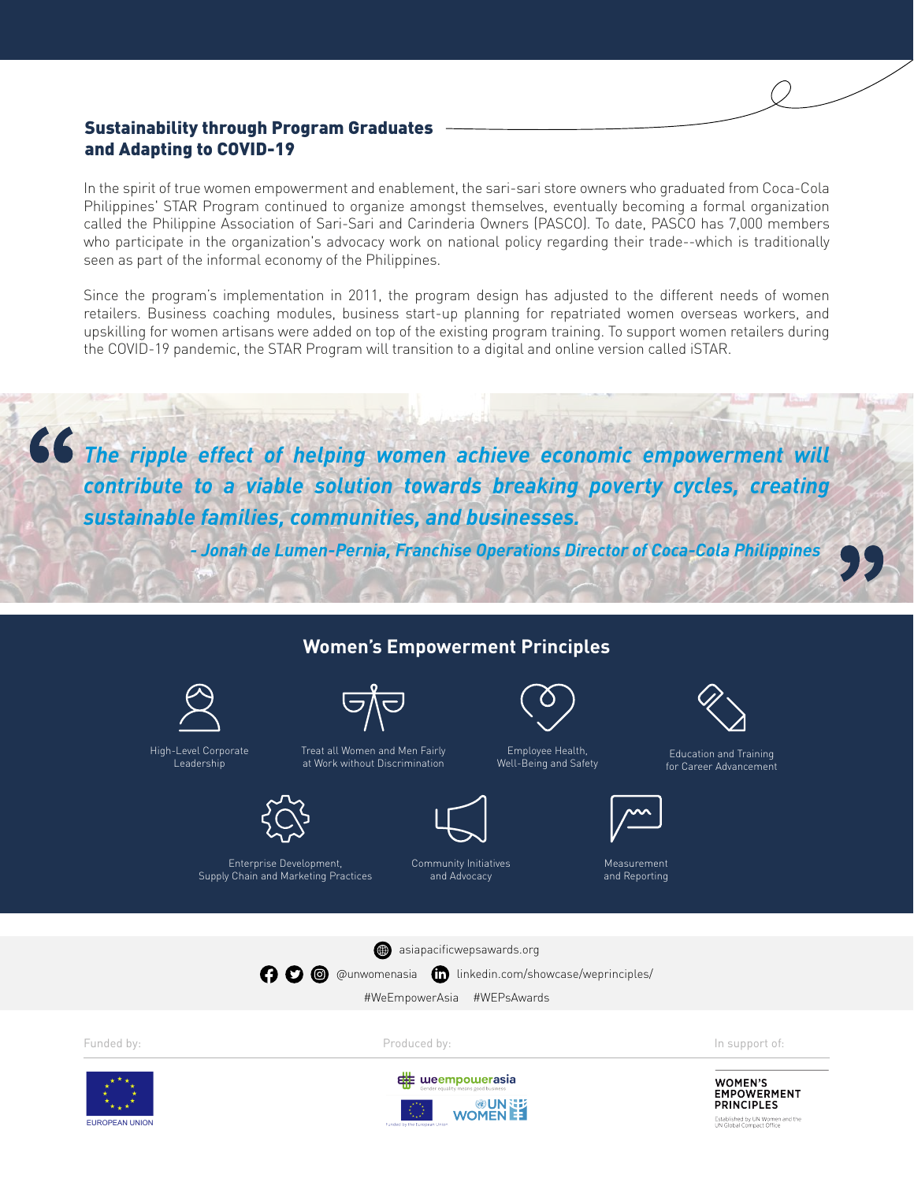## Sustainability through Program Graduates and Adapting to COVID-19

In the spirit of true women empowerment and enablement, the sari-sari store owners who graduated from Coca-Cola Philippines' STAR Program continued to organize amongst themselves, eventually becoming a formal organization called the Philippine Association of Sari-Sari and Carinderia Owners (PASCO). To date, PASCO has 7,000 members who participate in the organization's advocacy work on national policy regarding their trade--which is traditionally seen as part of the informal economy of the Philippines.

Since the program's implementation in 2011, the program design has adjusted to the different needs of women retailers. Business coaching modules, business start-up planning for repatriated women overseas workers, and upskilling for women artisans were added on top of the existing program training. To support women retailers during the COVID-19 pandemic, the STAR Program will transition to a digital and online version called iSTAR.

> ***"The ripple effect of helping women achieve economic empowerment will contribute to a viable solution towards breaking poverty cycles, creating sustainable families, communities, and businesses."***
>
> ***- Jonah de Lumen-Pernia, Franchise Operations Director of Coca-Cola Philippines***

## Women's Empowerment Principles

- High-Level Corporate Leadership
- Treat all Women and Men Fairly at Work without Discrimination
- Employee Health, Well-Being and Safety
- Education and Training for Career Advancement
- Enterprise Development, Supply Chain and Marketing Practices
- Community Initiatives and Advocacy
- Measurement and Reporting

asiapacificwepsawards.org

@unwomenasia linkedin.com/showcase/weprinciples/

#WeEmpowerAsia #WEPsAwards

Funded by: EUROPEAN UNION

Produced by: weempowerasia — Gender equality means good business; Funded by the European Union; UN WOMEN

In support of: WOMEN'S EMPOWERMENT PRINCIPLES — Established by UN Women and the UN Global Compact Office